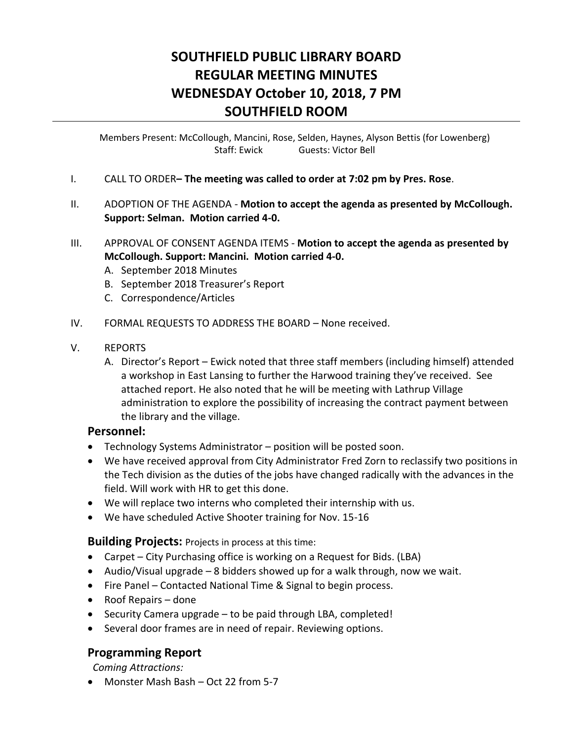# SOUTHFIELD PUBLIC LIBRARY BOARD
# REGULAR MEETING MINUTES
# WEDNESDAY October 10, 2018, 7 PM
# SOUTHFIELD ROOM

Members Present: McCollough, Mancini, Rose, Selden, Haynes, Alyson Bettis (for Lowenberg)
Staff: Ewick Guests: Victor Bell

I. CALL TO ORDER**– The meeting was called to order at 7:02 pm by Pres. Rose**.

II. ADOPTION OF THE AGENDA - **Motion to accept the agenda as presented by McCollough. Support: Selman. Motion carried 4-0.**

III. APPROVAL OF CONSENT AGENDA ITEMS - **Motion to accept the agenda as presented by McCollough. Support: Mancini. Motion carried 4-0.**

   A. September 2018 Minutes
   B. September 2018 Treasurer's Report
   C. Correspondence/Articles

IV. FORMAL REQUESTS TO ADDRESS THE BOARD – None received.

V. REPORTS

   A. Director's Report – Ewick noted that three staff members (including himself) attended a workshop in East Lansing to further the Harwood training they've received. See attached report. He also noted that he will be meeting with Lathrup Village administration to explore the possibility of increasing the contract payment between the library and the village.

## Personnel:

- Technology Systems Administrator – position will be posted soon.
- We have received approval from City Administrator Fred Zorn to reclassify two positions in the Tech division as the duties of the jobs have changed radically with the advances in the field. Will work with HR to get this done.
- We will replace two interns who completed their internship with us.
- We have scheduled Active Shooter training for Nov. 15-16

## Building Projects: Projects in process at this time:

- Carpet – City Purchasing office is working on a Request for Bids. (LBA)
- Audio/Visual upgrade – 8 bidders showed up for a walk through, now we wait.
- Fire Panel – Contacted National Time & Signal to begin process.
- Roof Repairs – done
- Security Camera upgrade – to be paid through LBA, completed!
- Several door frames are in need of repair. Reviewing options.

## Programming Report

*Coming Attractions:*

- Monster Mash Bash – Oct 22 from 5-7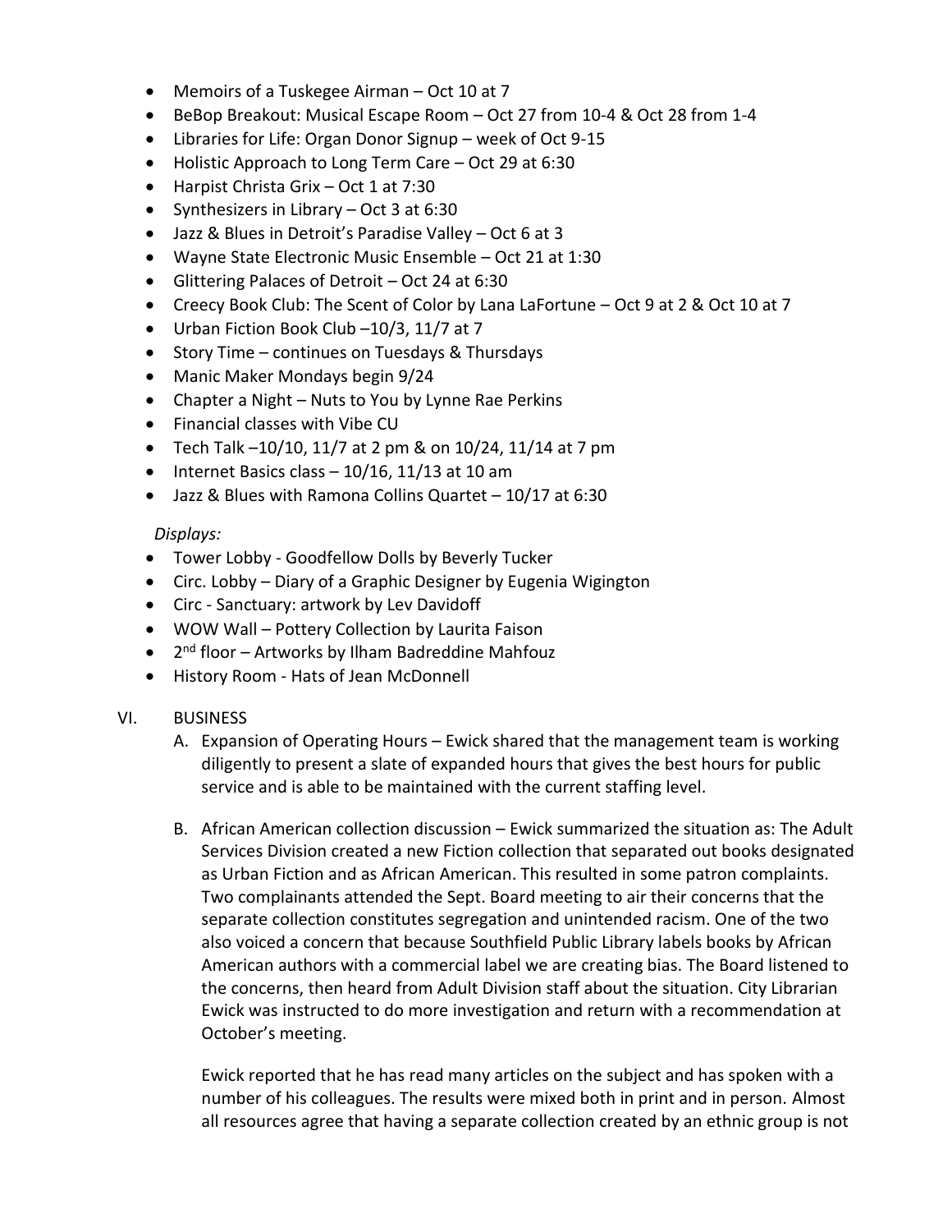- Memoirs of a Tuskegee Airman – Oct 10 at 7
- BeBop Breakout: Musical Escape Room – Oct 27 from 10-4 & Oct 28 from 1-4
- Libraries for Life: Organ Donor Signup – week of Oct 9-15
- Holistic Approach to Long Term Care – Oct 29 at 6:30
- Harpist Christa Grix – Oct 1 at 7:30
- Synthesizers in Library – Oct 3 at 6:30
- Jazz & Blues in Detroit's Paradise Valley – Oct 6 at 3
- Wayne State Electronic Music Ensemble – Oct 21 at 1:30
- Glittering Palaces of Detroit – Oct 24 at 6:30
- Creecy Book Club: The Scent of Color by Lana LaFortune – Oct 9 at 2 & Oct 10 at 7
- Urban Fiction Book Club –10/3, 11/7 at 7
- Story Time – continues on Tuesdays & Thursdays
- Manic Maker Mondays begin 9/24
- Chapter a Night – Nuts to You by Lynne Rae Perkins
- Financial classes with Vibe CU
- Tech Talk –10/10, 11/7 at 2 pm & on 10/24, 11/14 at 7 pm
- Internet Basics class – 10/16, 11/13 at 10 am
- Jazz & Blues with Ramona Collins Quartet – 10/17 at 6:30

*Displays:*

- Tower Lobby - Goodfellow Dolls by Beverly Tucker
- Circ. Lobby – Diary of a Graphic Designer by Eugenia Wigington
- Circ - Sanctuary: artwork by Lev Davidoff
- WOW Wall – Pottery Collection by Laurita Faison
- 2nd floor – Artworks by Ilham Badreddine Mahfouz
- History Room - Hats of Jean McDonnell

VI. BUSINESS

A. Expansion of Operating Hours – Ewick shared that the management team is working diligently to present a slate of expanded hours that gives the best hours for public service and is able to be maintained with the current staffing level.

B. African American collection discussion – Ewick summarized the situation as: The Adult Services Division created a new Fiction collection that separated out books designated as Urban Fiction and as African American. This resulted in some patron complaints. Two complainants attended the Sept. Board meeting to air their concerns that the separate collection constitutes segregation and unintended racism. One of the two also voiced a concern that because Southfield Public Library labels books by African American authors with a commercial label we are creating bias. The Board listened to the concerns, then heard from Adult Division staff about the situation. City Librarian Ewick was instructed to do more investigation and return with a recommendation at October's meeting.

Ewick reported that he has read many articles on the subject and has spoken with a number of his colleagues. The results were mixed both in print and in person. Almost all resources agree that having a separate collection created by an ethnic group is not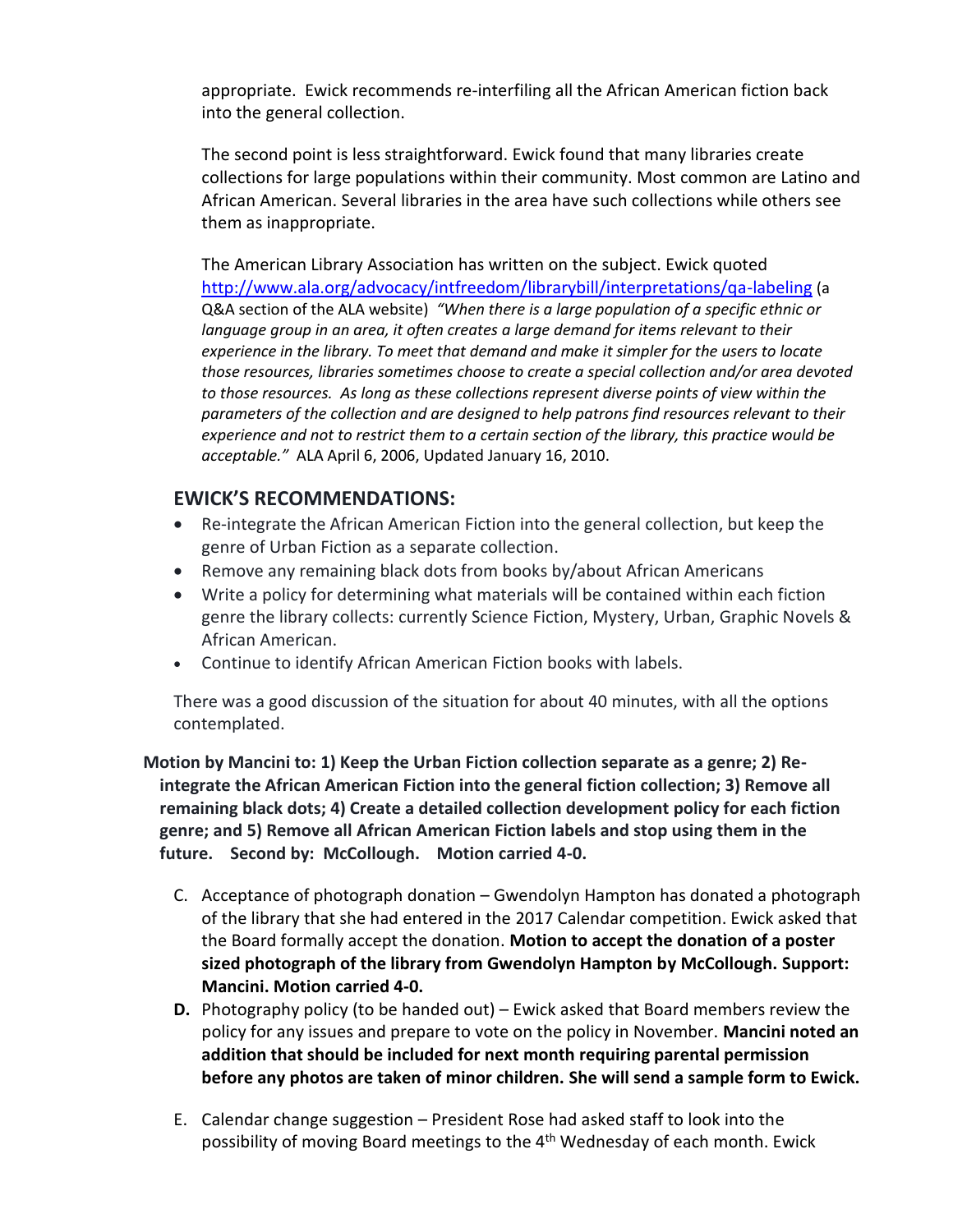appropriate. Ewick recommends re-interfiling all the African American fiction back into the general collection.

The second point is less straightforward. Ewick found that many libraries create collections for large populations within their community. Most common are Latino and African American. Several libraries in the area have such collections while others see them as inappropriate.

The American Library Association has written on the subject. Ewick quoted http://www.ala.org/advocacy/intfreedom/librarybill/interpretations/qa-labeling (a Q&A section of the ALA website) *"When there is a large population of a specific ethnic or language group in an area, it often creates a large demand for items relevant to their experience in the library. To meet that demand and make it simpler for the users to locate those resources, libraries sometimes choose to create a special collection and/or area devoted to those resources. As long as these collections represent diverse points of view within the parameters of the collection and are designed to help patrons find resources relevant to their experience and not to restrict them to a certain section of the library, this practice would be acceptable."* ALA April 6, 2006, Updated January 16, 2010.

## EWICK'S RECOMMENDATIONS:

- Re-integrate the African American Fiction into the general collection, but keep the genre of Urban Fiction as a separate collection.
- Remove any remaining black dots from books by/about African Americans
- Write a policy for determining what materials will be contained within each fiction genre the library collects: currently Science Fiction, Mystery, Urban, Graphic Novels & African American.
- Continue to identify African American Fiction books with labels.

There was a good discussion of the situation for about 40 minutes, with all the options contemplated.

**Motion by Mancini to: 1) Keep the Urban Fiction collection separate as a genre; 2) Re-integrate the African American Fiction into the general fiction collection; 3) Remove all remaining black dots; 4) Create a detailed collection development policy for each fiction genre; and 5) Remove all African American Fiction labels and stop using them in the future. Second by: McCollough. Motion carried 4-0.**

C. Acceptance of photograph donation – Gwendolyn Hampton has donated a photograph of the library that she had entered in the 2017 Calendar competition. Ewick asked that the Board formally accept the donation. **Motion to accept the donation of a poster sized photograph of the library from Gwendolyn Hampton by McCollough. Support: Mancini. Motion carried 4-0.**

**D.** Photography policy (to be handed out) – Ewick asked that Board members review the policy for any issues and prepare to vote on the policy in November. **Mancini noted an addition that should be included for next month requiring parental permission before any photos are taken of minor children. She will send a sample form to Ewick.**

E. Calendar change suggestion – President Rose had asked staff to look into the possibility of moving Board meetings to the 4th Wednesday of each month. Ewick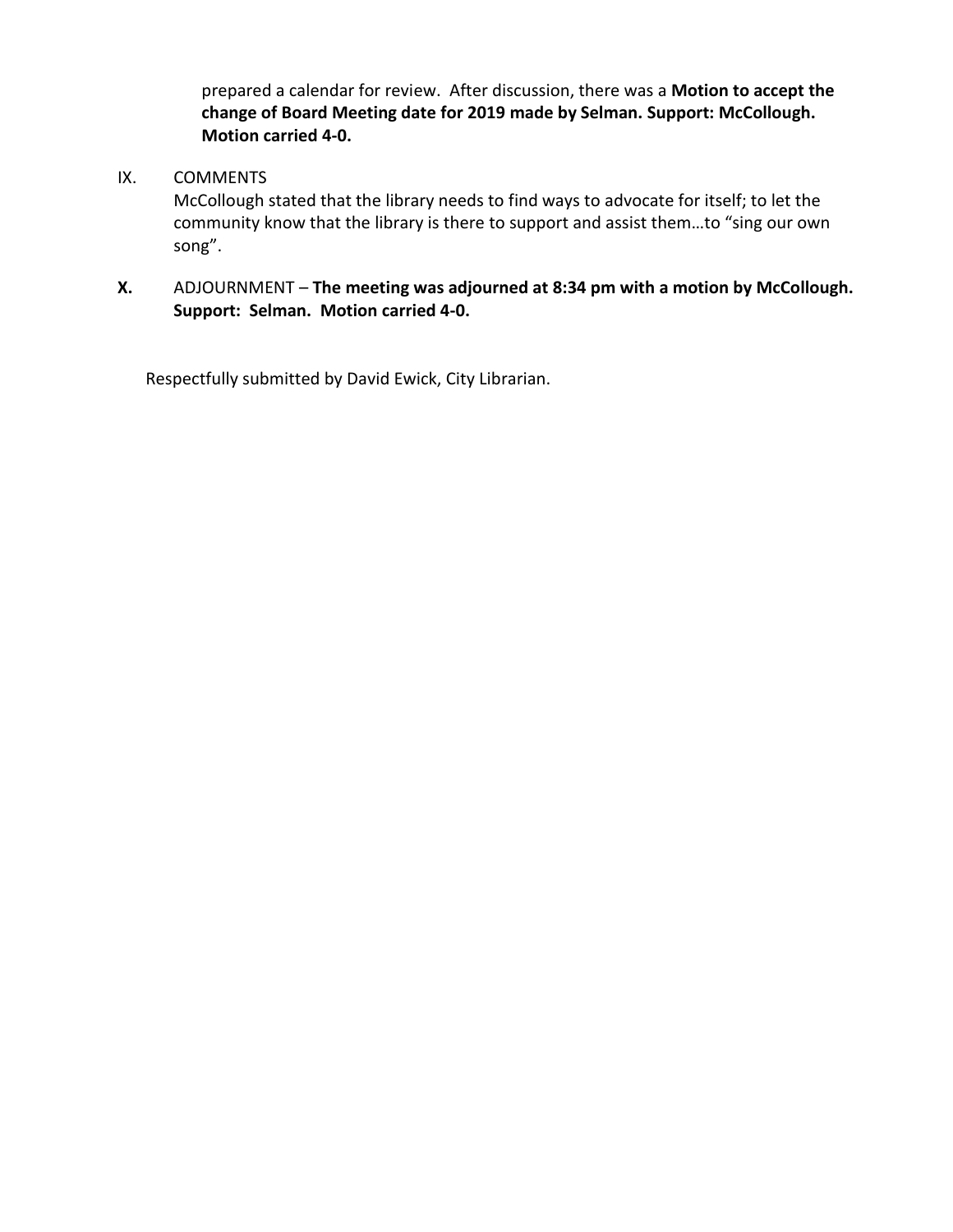prepared a calendar for review. After discussion, there was a **Motion to accept the change of Board Meeting date for 2019 made by Selman. Support: McCollough. Motion carried 4-0.**

IX. COMMENTS

McCollough stated that the library needs to find ways to advocate for itself; to let the community know that the library is there to support and assist them…to "sing our own song".

**X.** ADJOURNMENT – **The meeting was adjourned at 8:34 pm with a motion by McCollough. Support: Selman. Motion carried 4-0.**

Respectfully submitted by David Ewick, City Librarian.